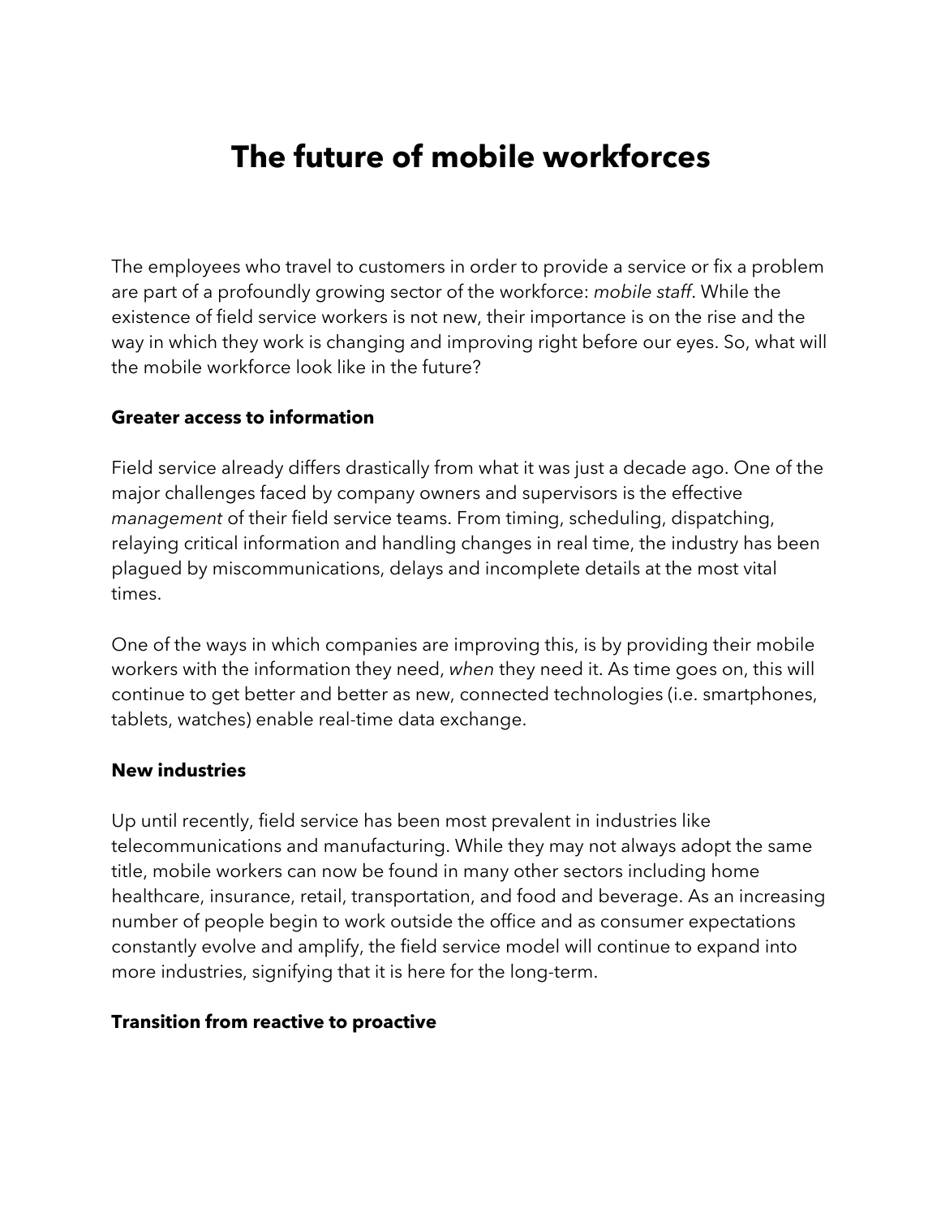# The future of mobile workforces

The employees who travel to customers in order to provide a service or fix a problem are part of a profoundly growing sector of the workforce: *mobile staff*. While the existence of field service workers is not new, their importance is on the rise and the way in which they work is changing and improving right before our eyes. So, what will the mobile workforce look like in the future?

**Greater access to information**

Field service already differs drastically from what it was just a decade ago. One of the major challenges faced by company owners and supervisors is the effective *management* of their field service teams. From timing, scheduling, dispatching, relaying critical information and handling changes in real time, the industry has been plagued by miscommunications, delays and incomplete details at the most vital times.

One of the ways in which companies are improving this, is by providing their mobile workers with the information they need, *when* they need it. As time goes on, this will continue to get better and better as new, connected technologies (i.e. smartphones, tablets, watches) enable real-time data exchange.

**New industries**

Up until recently, field service has been most prevalent in industries like telecommunications and manufacturing. While they may not always adopt the same title, mobile workers can now be found in many other sectors including home healthcare, insurance, retail, transportation, and food and beverage. As an increasing number of people begin to work outside the office and as consumer expectations constantly evolve and amplify, the field service model will continue to expand into more industries, signifying that it is here for the long-term.

**Transition from reactive to proactive**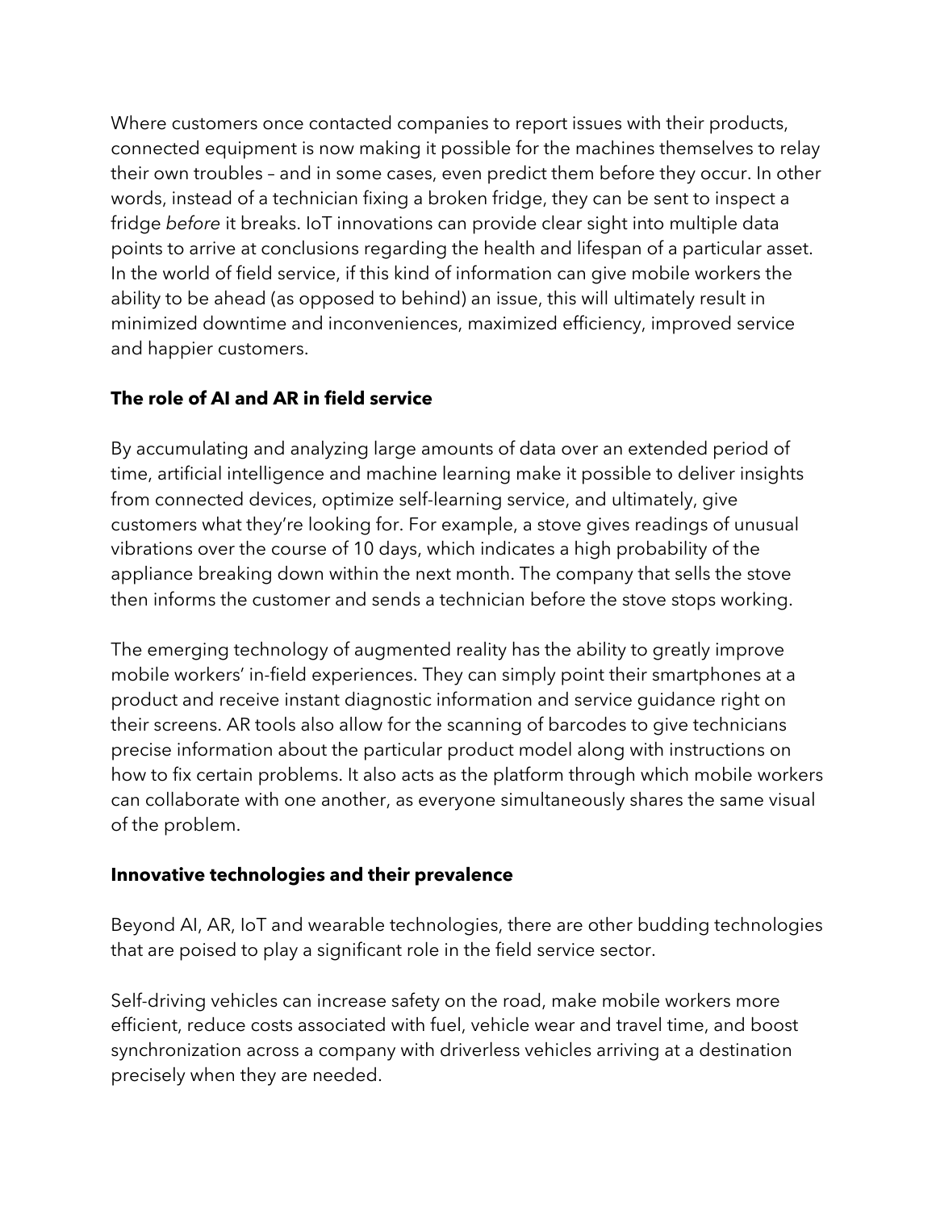Where customers once contacted companies to report issues with their products, connected equipment is now making it possible for the machines themselves to relay their own troubles – and in some cases, even predict them before they occur. In other words, instead of a technician fixing a broken fridge, they can be sent to inspect a fridge *before* it breaks. IoT innovations can provide clear sight into multiple data points to arrive at conclusions regarding the health and lifespan of a particular asset. In the world of field service, if this kind of information can give mobile workers the ability to be ahead (as opposed to behind) an issue, this will ultimately result in minimized downtime and inconveniences, maximized efficiency, improved service and happier customers.

**The role of AI and AR in field service**

By accumulating and analyzing large amounts of data over an extended period of time, artificial intelligence and machine learning make it possible to deliver insights from connected devices, optimize self-learning service, and ultimately, give customers what they're looking for. For example, a stove gives readings of unusual vibrations over the course of 10 days, which indicates a high probability of the appliance breaking down within the next month. The company that sells the stove then informs the customer and sends a technician before the stove stops working.

The emerging technology of augmented reality has the ability to greatly improve mobile workers' in-field experiences. They can simply point their smartphones at a product and receive instant diagnostic information and service guidance right on their screens. AR tools also allow for the scanning of barcodes to give technicians precise information about the particular product model along with instructions on how to fix certain problems. It also acts as the platform through which mobile workers can collaborate with one another, as everyone simultaneously shares the same visual of the problem.

**Innovative technologies and their prevalence**

Beyond AI, AR, IoT and wearable technologies, there are other budding technologies that are poised to play a significant role in the field service sector.

Self-driving vehicles can increase safety on the road, make mobile workers more efficient, reduce costs associated with fuel, vehicle wear and travel time, and boost synchronization across a company with driverless vehicles arriving at a destination precisely when they are needed.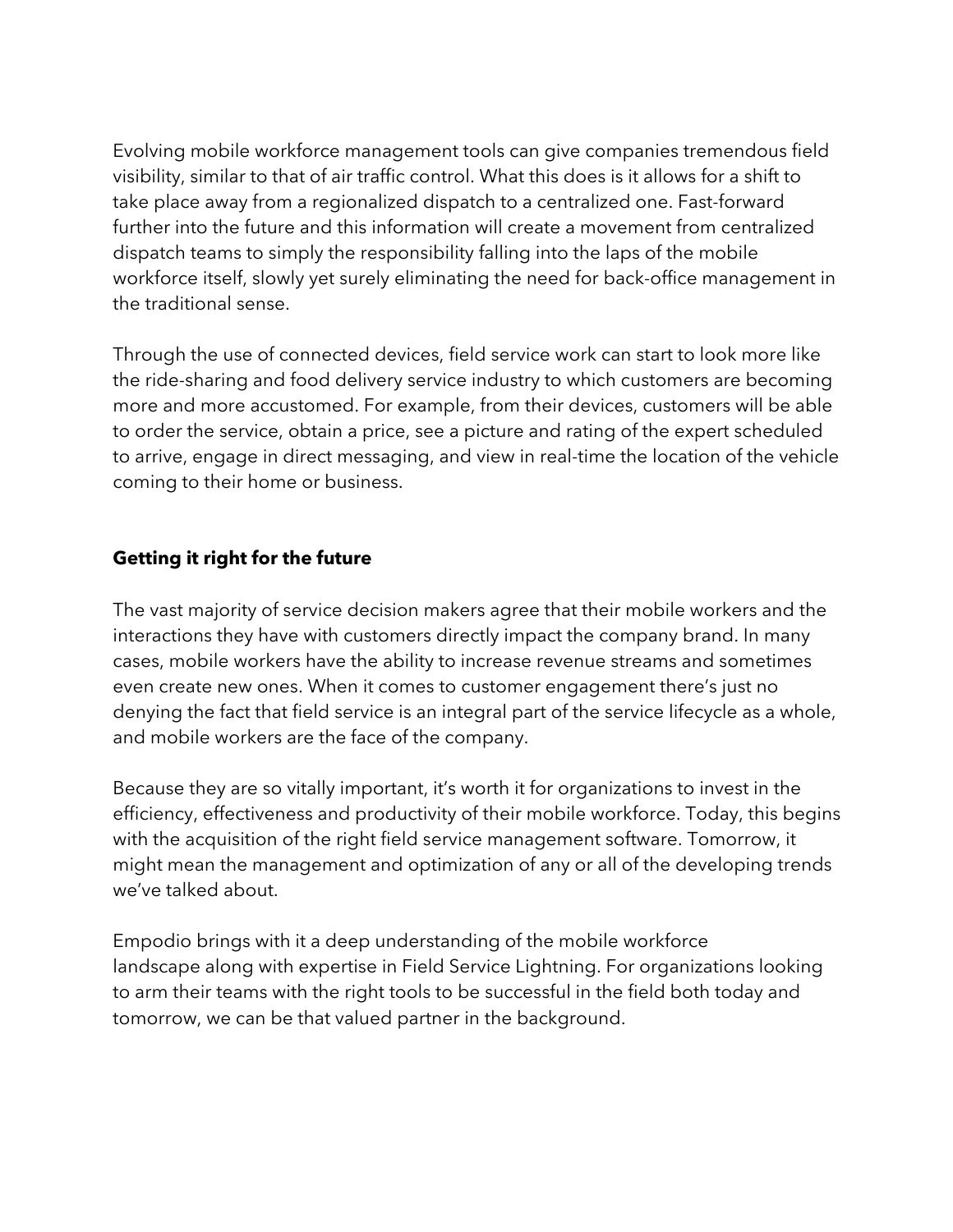Evolving mobile workforce management tools can give companies tremendous field visibility, similar to that of air traffic control. What this does is it allows for a shift to take place away from a regionalized dispatch to a centralized one. Fast-forward further into the future and this information will create a movement from centralized dispatch teams to simply the responsibility falling into the laps of the mobile workforce itself, slowly yet surely eliminating the need for back-office management in the traditional sense.

Through the use of connected devices, field service work can start to look more like the ride-sharing and food delivery service industry to which customers are becoming more and more accustomed. For example, from their devices, customers will be able to order the service, obtain a price, see a picture and rating of the expert scheduled to arrive, engage in direct messaging, and view in real-time the location of the vehicle coming to their home or business.

**Getting it right for the future**

The vast majority of service decision makers agree that their mobile workers and the interactions they have with customers directly impact the company brand. In many cases, mobile workers have the ability to increase revenue streams and sometimes even create new ones. When it comes to customer engagement there's just no denying the fact that field service is an integral part of the service lifecycle as a whole, and mobile workers are the face of the company.

Because they are so vitally important, it's worth it for organizations to invest in the efficiency, effectiveness and productivity of their mobile workforce. Today, this begins with the acquisition of the right field service management software. Tomorrow, it might mean the management and optimization of any or all of the developing trends we've talked about.

Empodio brings with it a deep understanding of the mobile workforce landscape along with expertise in Field Service Lightning. For organizations looking to arm their teams with the right tools to be successful in the field both today and tomorrow, we can be that valued partner in the background.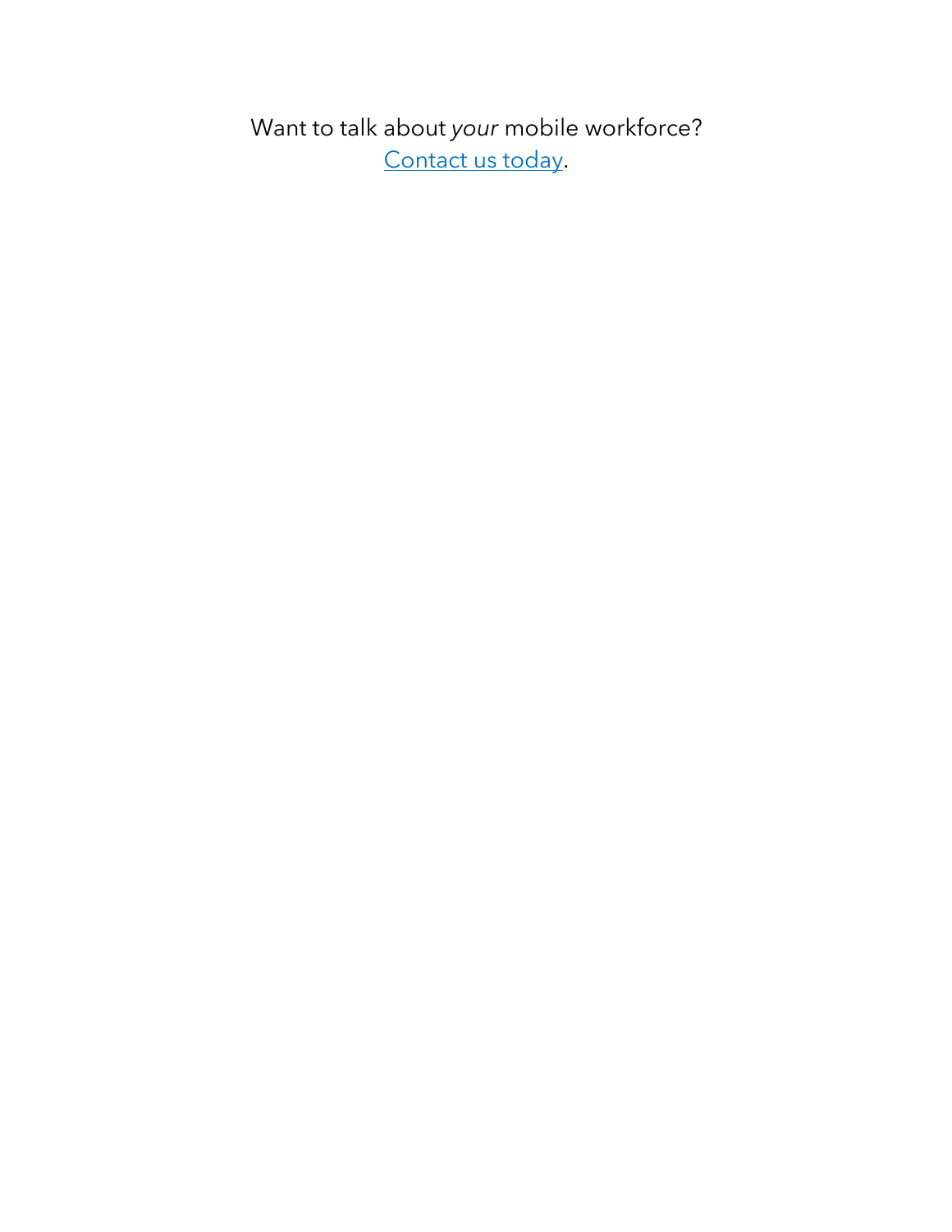Want to talk about *your* mobile workforce?
Contact us today.